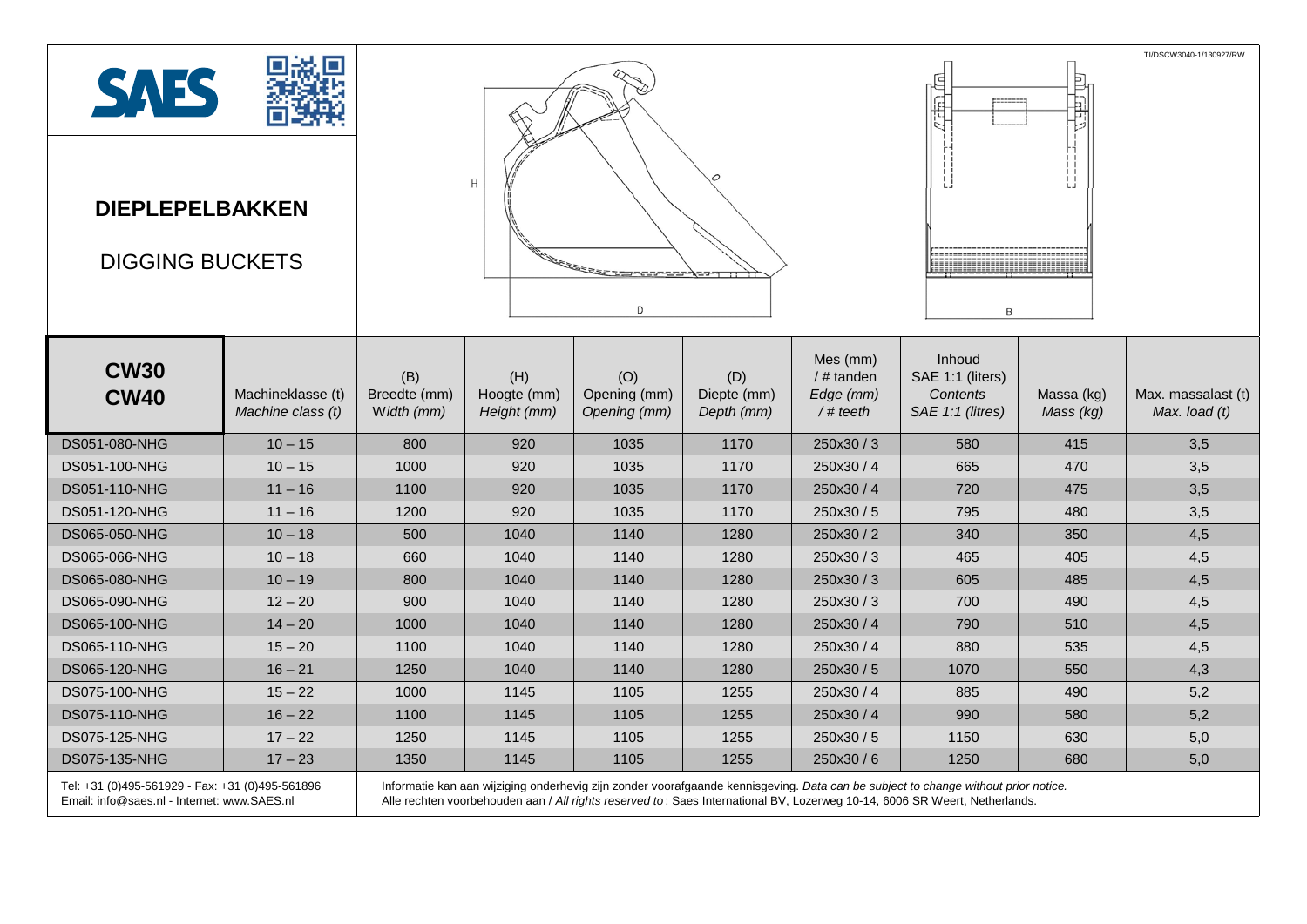SAES

TI/DSCW3040-1/130927/RW

# DIEPLEPELBAKKEN

## DIGGING BUCKETS

| **CW30 CW40** | Machineklasse (t) *Machine class (t)* | (B) Breedte (mm) *Width (mm)* | (H) Hoogte (mm) *Height (mm)* | (O) Opening (mm) *Opening (mm)* | (D) Diepte (mm) *Depth (mm)* | Mes (mm) / # tanden *Edge (mm) / # teeth* | Inhoud SAE 1:1 (liters) *Contents SAE 1:1 (litres)* | Massa (kg) *Mass (kg)* | Max. massalast (t) *Max. load (t)* |
|---|---|---|---|---|---|---|---|---|---|
| DS051-080-NHG | 10 – 15 | 800 | 920 | 1035 | 1170 | 250x30 / 3 | 580 | 415 | 3,5 |
| DS051-100-NHG | 10 – 15 | 1000 | 920 | 1035 | 1170 | 250x30 / 4 | 665 | 470 | 3,5 |
| DS051-110-NHG | 11 – 16 | 1100 | 920 | 1035 | 1170 | 250x30 / 4 | 720 | 475 | 3,5 |
| DS051-120-NHG | 11 – 16 | 1200 | 920 | 1035 | 1170 | 250x30 / 5 | 795 | 480 | 3,5 |
| DS065-050-NHG | 10 – 18 | 500 | 1040 | 1140 | 1280 | 250x30 / 2 | 340 | 350 | 4,5 |
| DS065-066-NHG | 10 – 18 | 660 | 1040 | 1140 | 1280 | 250x30 / 3 | 465 | 405 | 4,5 |
| DS065-080-NHG | 10 – 19 | 800 | 1040 | 1140 | 1280 | 250x30 / 3 | 605 | 485 | 4,5 |
| DS065-090-NHG | 12 – 20 | 900 | 1040 | 1140 | 1280 | 250x30 / 3 | 700 | 490 | 4,5 |
| DS065-100-NHG | 14 – 20 | 1000 | 1040 | 1140 | 1280 | 250x30 / 4 | 790 | 510 | 4,5 |
| DS065-110-NHG | 15 – 20 | 1100 | 1040 | 1140 | 1280 | 250x30 / 4 | 880 | 535 | 4,5 |
| DS065-120-NHG | 16 – 21 | 1250 | 1040 | 1140 | 1280 | 250x30 / 5 | 1070 | 550 | 4,3 |
| DS075-100-NHG | 15 – 22 | 1000 | 1145 | 1105 | 1255 | 250x30 / 4 | 885 | 490 | 5,2 |
| DS075-110-NHG | 16 – 22 | 1100 | 1145 | 1105 | 1255 | 250x30 / 4 | 990 | 580 | 5,2 |
| DS075-125-NHG | 17 – 22 | 1250 | 1145 | 1105 | 1255 | 250x30 / 5 | 1150 | 630 | 5,0 |
| DS075-135-NHG | 17 – 23 | 1350 | 1145 | 1105 | 1255 | 250x30 / 6 | 1250 | 680 | 5,0 |

Tel: +31 (0)495-561929 - Fax: +31 (0)495-561896
Email: info@saes.nl - Internet: www.SAES.nl

Informatie kan aan wijziging onderhevig zijn zonder voorafgaande kennisgeving. *Data can be subject to change without prior notice.*
Alle rechten voorbehouden aan / *All rights reserved to*: Saes International BV, Lozerweg 10-14, 6006 SR Weert, Netherlands.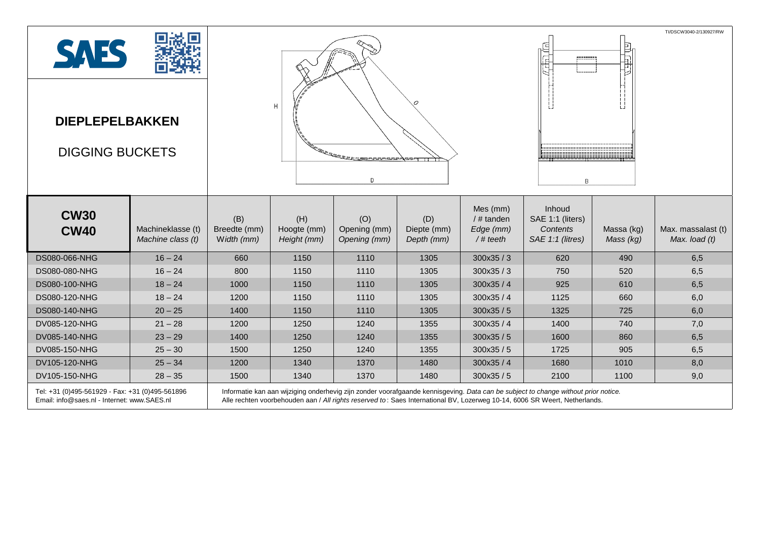# DIEPLEPELBAKKEN

## DIGGING BUCKETS

| **CW30 CW40** | Machineklasse (t) *Machine class (t)* | (B) Breedte (mm) Width (mm) | (H) Hoogte (mm) *Height (mm)* | (O) Opening (mm) *Opening (mm)* | (D) Diepte (mm) *Depth (mm)* | Mes (mm) / # tanden *Edge (mm) / # teeth* | Inhoud SAE 1:1 (liters) *Contents SAE 1:1 (litres)* | Massa (kg) *Mass (kg)* | Max. massalast (t) *Max. load (t)* |
|---|---|---|---|---|---|---|---|---|---|
| DS080-066-NHG | 16 – 24 | 660 | 1150 | 1110 | 1305 | 300x35 / 3 | 620 | 490 | 6,5 |
| DS080-080-NHG | 16 – 24 | 800 | 1150 | 1110 | 1305 | 300x35 / 3 | 750 | 520 | 6,5 |
| DS080-100-NHG | 18 – 24 | 1000 | 1150 | 1110 | 1305 | 300x35 / 4 | 925 | 610 | 6,5 |
| DS080-120-NHG | 18 – 24 | 1200 | 1150 | 1110 | 1305 | 300x35 / 4 | 1125 | 660 | 6,0 |
| DS080-140-NHG | 20 – 25 | 1400 | 1150 | 1110 | 1305 | 300x35 / 5 | 1325 | 725 | 6,0 |
| DV085-120-NHG | 21 – 28 | 1200 | 1250 | 1240 | 1355 | 300x35 / 4 | 1400 | 740 | 7,0 |
| DV085-140-NHG | 23 – 29 | 1400 | 1250 | 1240 | 1355 | 300x35 / 5 | 1600 | 860 | 6,5 |
| DV085-150-NHG | 25 – 30 | 1500 | 1250 | 1240 | 1355 | 300x35 / 5 | 1725 | 905 | 6,5 |
| DV105-120-NHG | 25 – 34 | 1200 | 1340 | 1370 | 1480 | 300x35 / 4 | 1680 | 1010 | 8,0 |
| DV105-150-NHG | 28 – 35 | 1500 | 1340 | 1370 | 1480 | 300x35 / 5 | 2100 | 1100 | 9,0 |

Tel: +31 (0)495-561929 - Fax: +31 (0)495-561896
Email: info@saes.nl - Internet: www.SAES.nl

Informatie kan aan wijziging onderhevig zijn zonder voorafgaande kennisgeving. *Data can be subject to change without prior notice.*
Alle rechten voorbehouden aan / *All rights reserved to*: Saes International BV, Lozerweg 10-14, 6006 SR Weert, Netherlands.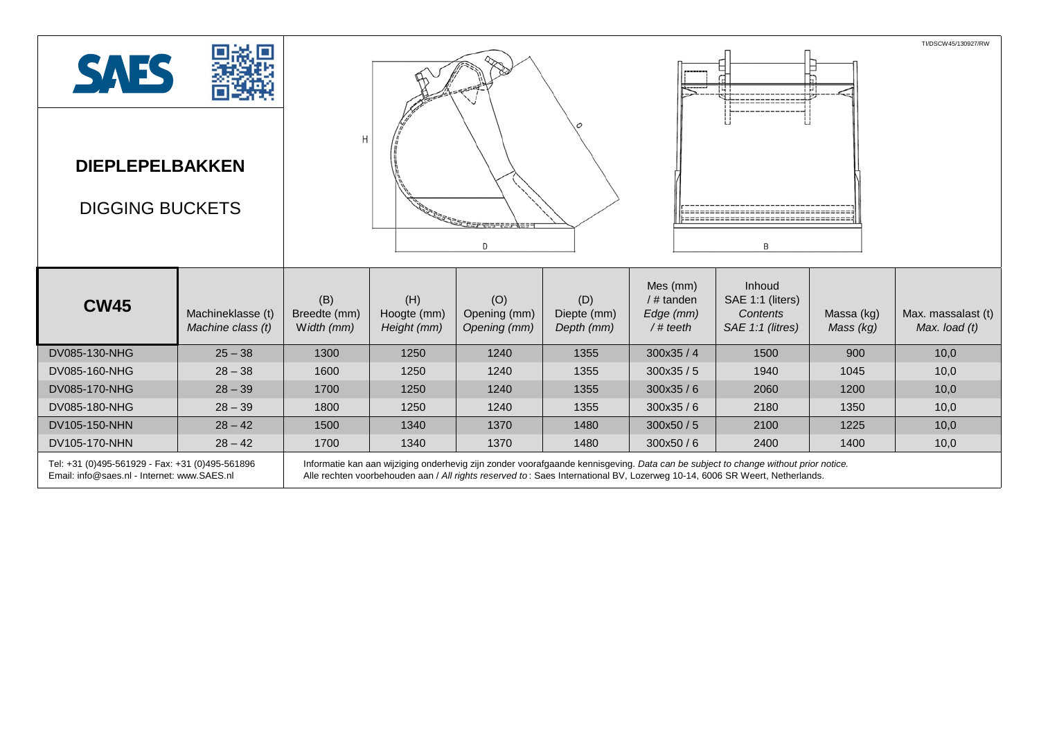TI/DSCW45/130927/RW

SAES

# DIEPLEPELBAKKEN

## DIGGING BUCKETS

| **CW45** | Machineklasse (t) *Machine class (t)* | (B) Breedte (mm) *Width (mm)* | (H) Hoogte (mm) *Height (mm)* | (O) Opening (mm) *Opening (mm)* | (D) Diepte (mm) *Depth (mm)* | Mes (mm) / # tanden *Edge (mm) / # teeth* | Inhoud SAE 1:1 (liters) *Contents SAE 1:1 (litres)* | Massa (kg) *Mass (kg)* | Max. massalast (t) *Max. load (t)* |
|---|---|---|---|---|---|---|---|---|---|
| DV085-130-NHG | 25 – 38 | 1300 | 1250 | 1240 | 1355 | 300x35 / 4 | 1500 | 900 | 10,0 |
| DV085-160-NHG | 28 – 38 | 1600 | 1250 | 1240 | 1355 | 300x35 / 5 | 1940 | 1045 | 10,0 |
| DV085-170-NHG | 28 – 39 | 1700 | 1250 | 1240 | 1355 | 300x35 / 6 | 2060 | 1200 | 10,0 |
| DV085-180-NHG | 28 – 39 | 1800 | 1250 | 1240 | 1355 | 300x35 / 6 | 2180 | 1350 | 10,0 |
| DV105-150-NHN | 28 – 42 | 1500 | 1340 | 1370 | 1480 | 300x50 / 5 | 2100 | 1225 | 10,0 |
| DV105-170-NHN | 28 – 42 | 1700 | 1340 | 1370 | 1480 | 300x50 / 6 | 2400 | 1400 | 10,0 |

Tel: +31 (0)495-561929 - Fax: +31 (0)495-561896
Email: info@saes.nl - Internet: www.SAES.nl

Informatie kan aan wijziging onderhevig zijn zonder voorafgaande kennisgeving. *Data can be subject to change without prior notice.*
Alle rechten voorbehouden aan / *All rights reserved to*: Saes International BV, Lozerweg 10-14, 6006 SR Weert, Netherlands.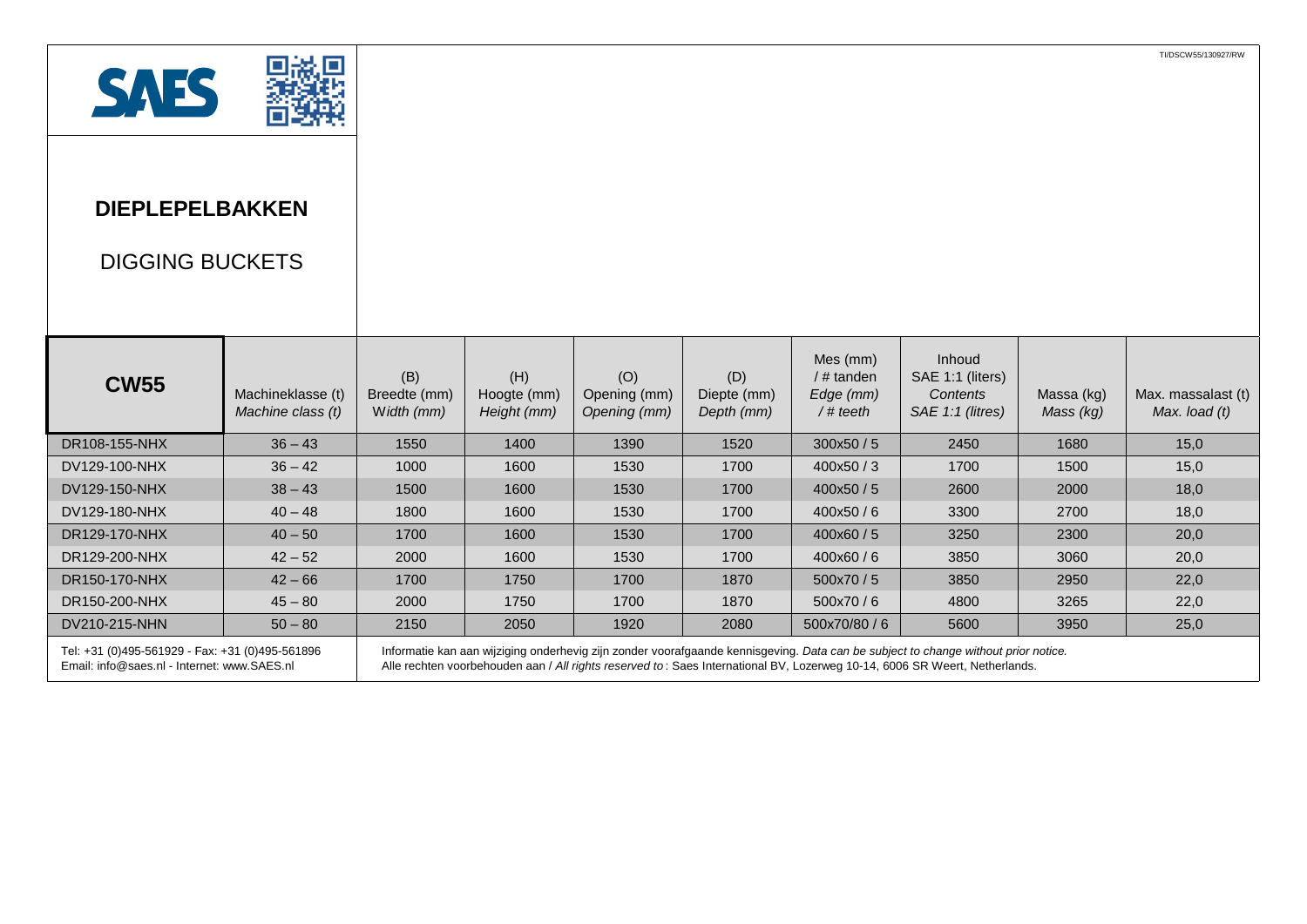TI/DSCW55/130927/RW

SAES

# DIEPLEPELBAKKEN

## DIGGING BUCKETS

| **CW55** | Machineklasse (t) *Machine class (t)* | (B) Breedte (mm) Width (mm) | (H) Hoogte (mm) *Height (mm)* | (O) Opening (mm) *Opening (mm)* | (D) Diepte (mm) *Depth (mm)* | Mes (mm) / # tanden *Edge (mm) / # teeth* | Inhoud SAE 1:1 (liters) *Contents SAE 1:1 (litres)* | Massa (kg) *Mass (kg)* | Max. massalast (t) *Max. load (t)* |
|---|---|---|---|---|---|---|---|---|---|
| DR108-155-NHX | 36 – 43 | 1550 | 1400 | 1390 | 1520 | 300x50 / 5 | 2450 | 1680 | 15,0 |
| DV129-100-NHX | 36 – 42 | 1000 | 1600 | 1530 | 1700 | 400x50 / 3 | 1700 | 1500 | 15,0 |
| DV129-150-NHX | 38 – 43 | 1500 | 1600 | 1530 | 1700 | 400x50 / 5 | 2600 | 2000 | 18,0 |
| DV129-180-NHX | 40 – 48 | 1800 | 1600 | 1530 | 1700 | 400x50 / 6 | 3300 | 2700 | 18,0 |
| DR129-170-NHX | 40 – 50 | 1700 | 1600 | 1530 | 1700 | 400x60 / 5 | 3250 | 2300 | 20,0 |
| DR129-200-NHX | 42 – 52 | 2000 | 1600 | 1530 | 1700 | 400x60 / 6 | 3850 | 3060 | 20,0 |
| DR150-170-NHX | 42 – 66 | 1700 | 1750 | 1700 | 1870 | 500x70 / 5 | 3850 | 2950 | 22,0 |
| DR150-200-NHX | 45 – 80 | 2000 | 1750 | 1700 | 1870 | 500x70 / 6 | 4800 | 3265 | 22,0 |
| DV210-215-NHN | 50 – 80 | 2150 | 2050 | 1920 | 2080 | 500x70/80 / 6 | 5600 | 3950 | 25,0 |

Tel: +31 (0)495-561929 - Fax: +31 (0)495-561896
Email: info@saes.nl - Internet: www.SAES.nl

Informatie kan aan wijziging onderhevig zijn zonder voorafgaande kennisgeving. *Data can be subject to change without prior notice.*
Alle rechten voorbehouden aan / *All rights reserved to*: Saes International BV, Lozerweg 10-14, 6006 SR Weert, Netherlands.